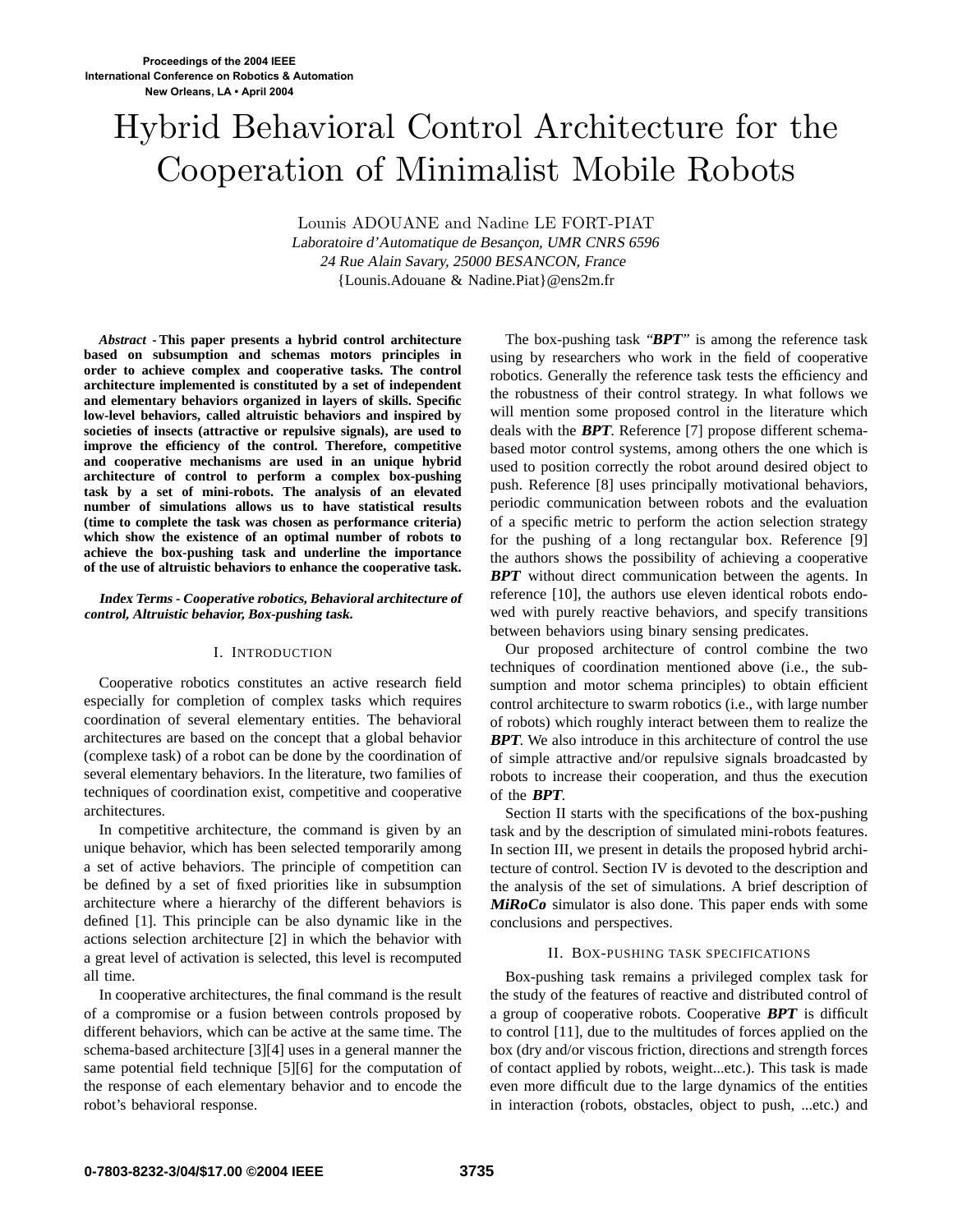# Hybrid Behavioral Control Architecture for the Cooperation of Minimalist Mobile Robots

Lounis ADOUANE and Nadine LE FORT-PIAT
*Laboratoire d'Automatique de Besançon, UMR CNRS 6596*
*24 Rue Alain Savary, 25000 BESANCON, France*
{Lounis.Adouane & Nadine.Piat}@ens2m.fr

***Abstract*** **- This paper presents a hybrid control architecture based on subsumption and schemas motors principles in order to achieve complex and cooperative tasks. The control architecture implemented is constituted by a set of independent and elementary behaviors organized in layers of skills. Specific low-level behaviors, called altruistic behaviors and inspired by societies of insects (attractive or repulsive signals), are used to improve the efficiency of the control. Therefore, competitive and cooperative mechanisms are used in an unique hybrid architecture of control to perform a complex box-pushing task by a set of mini-robots. The analysis of an elevated number of simulations allows us to have statistical results (time to complete the task was chosen as performance criteria) which show the existence of an optimal number of robots to achieve the box-pushing task and underline the importance of the use of altruistic behaviors to enhance the cooperative task.**

***Index Terms - Cooperative robotics, Behavioral architecture of control, Altruistic behavior, Box-pushing task.***

## I. Introduction

Cooperative robotics constitutes an active research field especially for completion of complex tasks which requires coordination of several elementary entities. The behavioral architectures are based on the concept that a global behavior (complexe task) of a robot can be done by the coordination of several elementary behaviors. In the literature, two families of techniques of coordination exist, competitive and cooperative architectures.

In competitive architecture, the command is given by an unique behavior, which has been selected temporarily among a set of active behaviors. The principle of competition can be defined by a set of fixed priorities like in subsumption architecture where a hierarchy of the different behaviors is defined [1]. This principle can be also dynamic like in the actions selection architecture [2] in which the behavior with a great level of activation is selected, this level is recomputed all time.

In cooperative architectures, the final command is the result of a compromise or a fusion between controls proposed by different behaviors, which can be active at the same time. The schema-based architecture [3][4] uses in a general manner the same potential field technique [5][6] for the computation of the response of each elementary behavior and to encode the robot's behavioral response.

The box-pushing task *"**BPT**"* is among the reference task using by researchers who work in the field of cooperative robotics. Generally the reference task tests the efficiency and the robustness of their control strategy. In what follows we will mention some proposed control in the literature which deals with the ***BPT***. Reference [7] propose different schema-based motor control systems, among others the one which is used to position correctly the robot around desired object to push. Reference [8] uses principally motivational behaviors, periodic communication between robots and the evaluation of a specific metric to perform the action selection strategy for the pushing of a long rectangular box. Reference [9] the authors shows the possibility of achieving a cooperative ***BPT*** without direct communication between the agents. In reference [10], the authors use eleven identical robots endowed with purely reactive behaviors, and specify transitions between behaviors using binary sensing predicates.

Our proposed architecture of control combine the two techniques of coordination mentioned above (i.e., the subsumption and motor schema principles) to obtain efficient control architecture to swarm robotics (i.e., with large number of robots) which roughly interact between them to realize the ***BPT***. We also introduce in this architecture of control the use of simple attractive and/or repulsive signals broadcasted by robots to increase their cooperation, and thus the execution of the ***BPT***.

Section II starts with the specifications of the box-pushing task and by the description of simulated mini-robots features. In section III, we present in details the proposed hybrid architecture of control. Section IV is devoted to the description and the analysis of the set of simulations. A brief description of ***MiRoCo*** simulator is also done. This paper ends with some conclusions and perspectives.

## II. Box-pushing task specifications

Box-pushing task remains a privileged complex task for the study of the features of reactive and distributed control of a group of cooperative robots. Cooperative ***BPT*** is difficult to control [11], due to the multitudes of forces applied on the box (dry and/or viscous friction, directions and strength forces of contact applied by robots, weight...etc.). This task is made even more difficult due to the large dynamics of the entities in interaction (robots, obstacles, object to push, ...etc.) and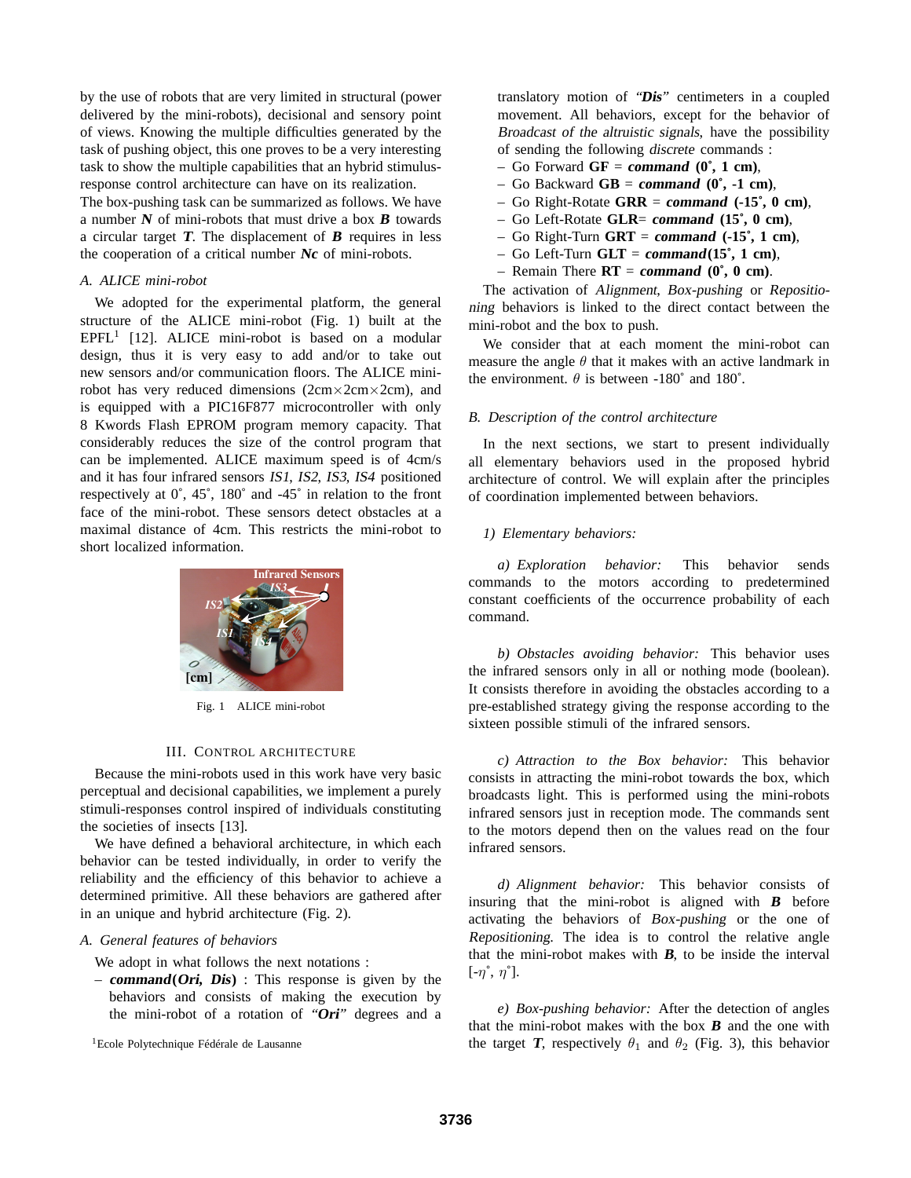by the use of robots that are very limited in structural (power delivered by the mini-robots), decisional and sensory point of views. Knowing the multiple difficulties generated by the task of pushing object, this one proves to be a very interesting task to show the multiple capabilities that an hybrid stimulus-response control architecture can have on its realization.

The box-pushing task can be summarized as follows. We have a number ***N*** of mini-robots that must drive a box ***B*** towards a circular target ***T***. The displacement of ***B*** requires in less the cooperation of a critical number ***Nc*** of mini-robots.

### A. ALICE mini-robot

We adopted for the experimental platform, the general structure of the ALICE mini-robot (Fig. 1) built at the EPFL[1] [12]. ALICE mini-robot is based on a modular design, thus it is very easy to add and/or take out new sensors and/or communication floors. The ALICE mini-robot has very reduced dimensions (2cm×2cm×2cm), and is equipped with a PIC16F877 microcontroller with only 8 Kwords Flash EPROM program memory capacity. That considerably reduces the size of the control program that can be implemented. ALICE maximum speed is of 4cm/s and it has four infrared sensors *IS1*, *IS2*, *IS3*, *IS4* positioned respectively at 0˚, 45˚, 180˚ and -45˚ in relation to the front face of the mini-robot. These sensors detect obstacles at a maximal distance of 4cm. This restricts the mini-robot to short localized information.

Fig. 1 ALICE mini-robot

## III. Control Architecture

Because the mini-robots used in this work have very basic perceptual and decisional capabilities, we implement a purely stimuli-responses control inspired of individuals constituting the societies of insects [13].

We have defined a behavioral architecture, in which each behavior can be tested individually, in order to verify the reliability and the efficiency of this behavior to achieve a determined primitive. All these behaviors are gathered after in an unique and hybrid architecture (Fig. 2).

### A. General features of behaviors

We adopt in what follows the next notations :

- ***command*(*Ori, Dis*)** : This response is given by the behaviors and consists of making the execution by the mini-robot of a rotation of ***"Ori"*** degrees and a translatory motion of ***"Dis"*** centimeters in a coupled movement. All behaviors, except for the behavior of *Broadcast of the altruistic signals*, have the possibility of sending the following *discrete* commands :
- Go Forward **GF** = ***command*** **(0˚, 1 cm)**,
- Go Backward **GB** = ***command*** **(0˚, -1 cm)**,
- Go Right-Rotate **GRR** = ***command*** **(-15˚, 0 cm)**,
- Go Left-Rotate **GLR**= ***command*** **(15˚, 0 cm)**,
- Go Right-Turn **GRT** = ***command*** **(-15˚, 1 cm)**,
- Go Left-Turn **GLT** = ***command*****(15˚, 1 cm)**,
- Remain There **RT** = ***command*** **(0˚, 0 cm)**.

The activation of *Alignment*, *Box-pushing* or *Repositioning* behaviors is linked to the direct contact between the mini-robot and the box to push.

We consider that at each moment the mini-robot can measure the angle $\theta$ that it makes with an active landmark in the environment. $\theta$ is between -180˚ and 180˚.

### B. Description of the control architecture

In the next sections, we start to present individually all elementary behaviors used in the proposed hybrid architecture of control. We will explain after the principles of coordination implemented between behaviors.

#### 1) Elementary behaviors:

*a) Exploration behavior:* This behavior sends commands to the motors according to predetermined constant coefficients of the occurrence probability of each command.

*b) Obstacles avoiding behavior:* This behavior uses the infrared sensors only in all or nothing mode (boolean). It consists therefore in avoiding the obstacles according to a pre-established strategy giving the response according to the sixteen possible stimuli of the infrared sensors.

*c) Attraction to the Box behavior:* This behavior consists in attracting the mini-robot towards the box, which broadcasts light. This is performed using the mini-robots infrared sensors just in reception mode. The commands sent to the motors depend then on the values read on the four infrared sensors.

*d) Alignment behavior:* This behavior consists of insuring that the mini-robot is aligned with ***B*** before activating the behaviors of *Box-pushing* or the one of *Repositioning*. The idea is to control the relative angle that the mini-robot makes with ***B***, to be inside the interval [$-\eta^{\circ}$, $\eta^{\circ}$].

*e) Box-pushing behavior:* After the detection of angles that the mini-robot makes with the box ***B*** and the one with the target ***T***, respectively $\theta_1$ and $\theta_2$ (Fig. 3), this behavior

[1] Ecole Polytechnique Fédérale de Lausanne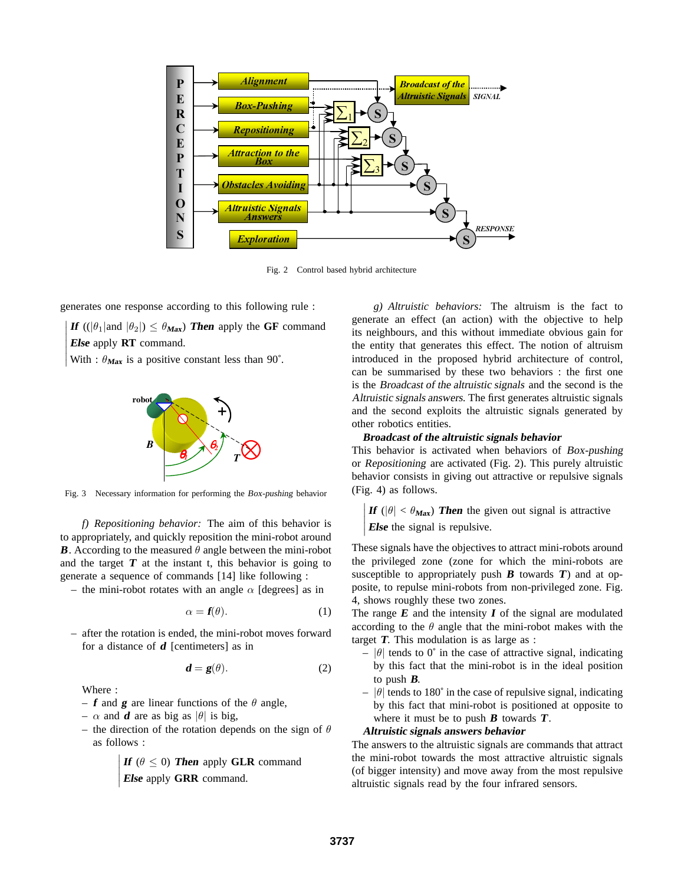Fig. 2 Control based hybrid architecture

generates one response according to this following rule :

> ***If*** $((|\theta_1|$and $|\theta_2|) \leq \theta_{\boldsymbol{Max}})$ ***Then*** apply the **GF** command
> ***Else*** apply **RT** command.
> With : $\theta_{\boldsymbol{Max}}$ is a positive constant less than 90˚.

Fig. 3 Necessary information for performing the *Box-pushing* behavior

*f) Repositioning behavior:* The aim of this behavior is to appropriately, and quickly reposition the mini-robot around $\boldsymbol{B}$. According to the measured $\theta$ angle between the mini-robot and the target $\boldsymbol{T}$ at the instant t, this behavior is going to generate a sequence of commands [14] like following :

– the mini-robot rotates with an angle $\alpha$ [degrees] as in

$$\alpha = \boldsymbol{f}(\theta). \tag{1}$$

– after the rotation is ended, the mini-robot moves forward for a distance of $\boldsymbol{d}$ [centimeters] as in

$$\boldsymbol{d} = \boldsymbol{g}(\theta). \tag{2}$$

Where :

– $\boldsymbol{f}$ and $\boldsymbol{g}$ are linear functions of the $\theta$ angle,
– $\alpha$ and $\boldsymbol{d}$ are as big as $|\theta|$ is big,
– the direction of the rotation depends on the sign of $\theta$ as follows :

> ***If*** $(\theta \leq 0)$ ***Then*** apply **GLR** command
> ***Else*** apply **GRR** command.

*g) Altruistic behaviors:* The altruism is the fact to generate an effect (an action) with the objective to help its neighbours, and this without immediate obvious gain for the entity that generates this effect. The notion of altruism introduced in the proposed hybrid architecture of control, can be summarised by these two behaviors : the first one is the *Broadcast of the altruistic signals* and the second is the *Altruistic signals answers*. The first generates altruistic signals and the second exploits the altruistic signals generated by other robotics entities.

***Broadcast of the altruistic signals behavior***

This behavior is activated when behaviors of *Box-pushing* or *Repositioning* are activated (Fig. 2). This purely altruistic behavior consists in giving out attractive or repulsive signals (Fig. 4) as follows.

> ***If*** $(|\theta| < \theta_{\boldsymbol{Max}})$ ***Then*** the given out signal is attractive
> ***Else*** the signal is repulsive.

These signals have the objectives to attract mini-robots around the privileged zone (zone for which the mini-robots are susceptible to appropriately push $\boldsymbol{B}$ towards $\boldsymbol{T}$) and at opposite, to repulse mini-robots from non-privileged zone. Fig. 4, shows roughly these two zones.

The range $\boldsymbol{E}$ and the intensity $\boldsymbol{I}$ of the signal are modulated according to the $\theta$ angle that the mini-robot makes with the target $\boldsymbol{T}$. This modulation is as large as :

– $|\theta|$ tends to 0˚ in the case of attractive signal, indicating by this fact that the mini-robot is in the ideal position to push $\boldsymbol{B}$.
– $|\theta|$ tends to 180˚ in the case of repulsive signal, indicating by this fact that mini-robot is positioned at opposite to where it must be to push $\boldsymbol{B}$ towards $\boldsymbol{T}$.

***Altruistic signals answers behavior***

The answers to the altruistic signals are commands that attract the mini-robot towards the most attractive altruistic signals (of bigger intensity) and move away from the most repulsive altruistic signals read by the four infrared sensors.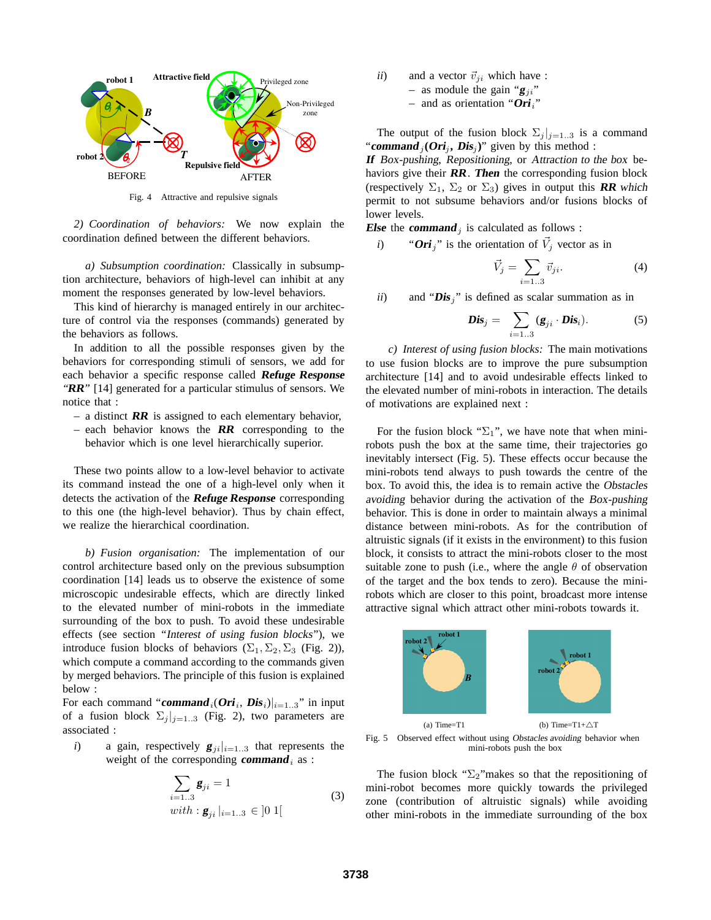Fig. 4 Attractive and repulsive signals

*2) Coordination of behaviors:* We now explain the coordination defined between the different behaviors.

*a) Subsumption coordination:* Classically in subsumption architecture, behaviors of high-level can inhibit at any moment the responses generated by low-level behaviors.

This kind of hierarchy is managed entirely in our architecture of control via the responses (commands) generated by the behaviors as follows.

In addition to all the possible responses given by the behaviors for corresponding stimuli of sensors, we add for each behavior a specific response called ***Refuge Response*** *"**RR**"* [14] generated for a particular stimulus of sensors. We notice that :

- a distinct ***RR*** is assigned to each elementary behavior,
- each behavior knows the ***RR*** corresponding to the behavior which is one level hierarchically superior.

These two points allow to a low-level behavior to activate its command instead the one of a high-level only when it detects the activation of the ***Refuge Response*** corresponding to this one (the high-level behavior). Thus by chain effect, we realize the hierarchical coordination.

*b) Fusion organisation:* The implementation of our control architecture based only on the previous subsumption coordination [14] leads us to observe the existence of some microscopic undesirable effects, which are directly linked to the elevated number of mini-robots in the immediate surrounding of the box to push. To avoid these undesirable effects (see section *"Interest of using fusion blocks"*), we introduce fusion blocks of behaviors ($\Sigma_1, \Sigma_2, \Sigma_3$ (Fig. 2)), which compute a command according to the commands given by merged behaviors. The principle of this fusion is explained below :

For each command "$\boldsymbol{command}_i(\boldsymbol{Ori}_i,\ \boldsymbol{Dis}_i)|_{i=1..3}$" in input of a fusion block $\Sigma_j|_{j=1..3}$ (Fig. 2), two parameters are associated :

*i)* a gain, respectively $\boldsymbol{g}_{ji}|_{i=1..3}$ that represents the weight of the corresponding $\boldsymbol{command}_i$ as :

$$\sum_{i=1..3} \boldsymbol{g}_{ji} = 1 \qquad (3)$$
$$with : \boldsymbol{g}_{ji}|_{i=1..3} \in ]0\ 1[$$

*ii)* and a vector $\vec{v}_{ji}$ which have :

- as module the gain "$\boldsymbol{g}_{ji}$"
- and as orientation "$\boldsymbol{Ori}_i$"

The output of the fusion block $\Sigma_j|_{j=1..3}$ is a command "$\boldsymbol{command}_j(\boldsymbol{Ori}_j,\ \boldsymbol{Dis}_j)$" given by this method :

***If*** *Box-pushing, Repositioning,* or *Attraction to the box* behaviors give their ***RR***. ***Then*** the corresponding fusion block (respectively $\Sigma_1$, $\Sigma_2$ or $\Sigma_3$) gives in output this ***RR*** *which* permit to not subsume behaviors and/or fusions blocks of lower levels.

***Else*** the $\boldsymbol{command}_j$ is calculated as follows :

*i)* "$\boldsymbol{Ori}_j$" is the orientation of $\vec{V}_j$ vector as in

$$\vec{V}_j = \sum_{i=1..3} \vec{v}_{ji}. \qquad (4)$$

*ii)* and "$\boldsymbol{Dis}_j$" is defined as scalar summation as in

$$\boldsymbol{Dis}_j = \sum_{i=1..3} (\boldsymbol{g}_{ji} \cdot \boldsymbol{Dis}_i). \qquad (5)$$

*c) Interest of using fusion blocks:* The main motivations to use fusion blocks are to improve the pure subsumption architecture [14] and to avoid undesirable effects linked to the elevated number of mini-robots in interaction. The details of motivations are explained next :

For the fusion block "$\Sigma_1$", we have note that when mini-robots push the box at the same time, their trajectories go inevitably intersect (Fig. 5). These effects occur because the mini-robots tend always to push towards the centre of the box. To avoid this, the idea is to remain active the *Obstacles avoiding* behavior during the activation of the *Box-pushing* behavior. This is done in order to maintain always a minimal distance between mini-robots. As for the contribution of altruistic signals (if it exists in the environment) to this fusion block, it consists to attract the mini-robots closer to the most suitable zone to push (i.e., where the angle $\theta$ of observation of the target and the box tends to zero). Because the mini-robots which are closer to this point, broadcast more intense attractive signal which attract other mini-robots towards it.

(a) Time=T1 (b) Time=T1+$\triangle$T

Fig. 5 Observed effect without using *Obstacles avoiding* behavior when mini-robots push the box

The fusion block "$\Sigma_2$"makes so that the repositioning of mini-robot becomes more quickly towards the privileged zone (contribution of altruistic signals) while avoiding other mini-robots in the immediate surrounding of the box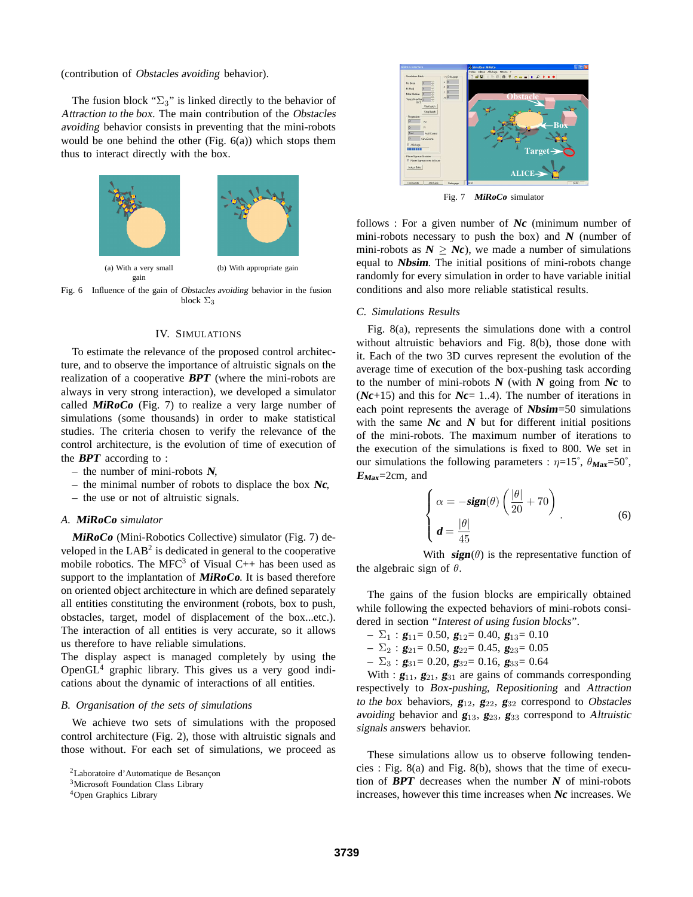(contribution of *Obstacles avoiding* behavior).

The fusion block "$\Sigma_3$" is linked directly to the behavior of *Attraction to the box*. The main contribution of the *Obstacles avoiding* behavior consists in preventing that the mini-robots would be one behind the other (Fig. 6(a)) which stops them thus to interact directly with the box.

(a) With a very small gain

(b) With appropriate gain

Fig. 6 Influence of the gain of *Obstacles avoiding* behavior in the fusion block $\Sigma_3$

## IV. SIMULATIONS

To estimate the relevance of the proposed control architecture, and to observe the importance of altruistic signals on the realization of a cooperative ***BPT*** (where the mini-robots are always in very strong interaction), we developed a simulator called ***MiRoCo*** (Fig. 7) to realize a very large number of simulations (some thousands) in order to make statistical studies. The criteria chosen to verify the relevance of the control architecture, is the evolution of time of execution of the ***BPT*** according to :

– the number of mini-robots ***N***,
– the minimal number of robots to displace the box ***Nc***,
– the use or not of altruistic signals.

### *A. **MiRoCo** simulator*

***MiRoCo*** (Mini-Robotics Collective) simulator (Fig. 7) developed in the LAB[2] is dedicated in general to the cooperative mobile robotics. The MFC[3] of Visual C++ has been used as support to the implantation of ***MiRoCo***. It is based therefore on oriented object architecture in which are defined separately all entities constituting the environment (robots, box to push, obstacles, target, model of displacement of the box...etc.). The interaction of all entities is very accurate, so it allows us therefore to have reliable simulations.
The display aspect is managed completely by using the OpenGL[4] graphic library. This gives us a very good indications about the dynamic of interactions of all entities.

### *B. Organisation of the sets of simulations*

We achieve two sets of simulations with the proposed control architecture (Fig. 2), those with altruistic signals and those without. For each set of simulations, we proceed as follows : For a given number of ***Nc*** (minimum number of mini-robots necessary to push the box) and ***N*** (number of mini-robots as $\boldsymbol{N} \geq \boldsymbol{Nc}$), we made a number of simulations equal to ***Nbsim***. The initial positions of mini-robots change randomly for every simulation in order to have variable initial conditions and also more reliable statistical results.

[2]Laboratoire d'Automatique de Besançon
[3]Microsoft Foundation Class Library
[4]Open Graphics Library

Fig. 7 ***MiRoCo*** simulator

### *C. Simulations Results*

Fig. 8(a), represents the simulations done with a control without altruistic behaviors and Fig. 8(b), those done with it. Each of the two 3D curves represent the evolution of the average time of execution of the box-pushing task according to the number of mini-robots ***N*** (with ***N*** going from ***Nc*** to (***Nc***+15) and this for ***Nc***= 1..4). The number of iterations in each point represents the average of ***Nbsim***=50 simulations with the same ***Nc*** and ***N*** but for different initial positions of the mini-robots. The maximum number of iterations to the execution of the simulations is fixed to 800. We set in our simulations the following parameters : $\eta$=15˚, $\theta_{\boldsymbol{Max}}$=50˚, $\boldsymbol{E_{Max}}$=2cm, and

$$\begin{cases} \alpha = -\boldsymbol{sign}(\theta)\left(\dfrac{|\theta|}{20}+70\right) \\ \boldsymbol{d} = \dfrac{|\theta|}{45} \end{cases} \quad (6)$$

With $\boldsymbol{sign}(\theta)$ is the representative function of the algebraic sign of $\theta$.

The gains of the fusion blocks are empirically obtained while following the expected behaviors of mini-robots considered in section "*Interest of using fusion blocks*".

– $\Sigma_1$ : $\boldsymbol{g}_{11}$= 0.50, $\boldsymbol{g}_{12}$= 0.40, $\boldsymbol{g}_{13}$= 0.10
– $\Sigma_2$ : $\boldsymbol{g}_{21}$= 0.50, $\boldsymbol{g}_{22}$= 0.45, $\boldsymbol{g}_{23}$= 0.05
– $\Sigma_3$ : $\boldsymbol{g}_{31}$= 0.20, $\boldsymbol{g}_{32}$= 0.16, $\boldsymbol{g}_{33}$= 0.64

With : $\boldsymbol{g}_{11}$, $\boldsymbol{g}_{21}$, $\boldsymbol{g}_{31}$ are gains of commands corresponding respectively to *Box-pushing*, *Repositioning* and *Attraction to the box* behaviors, $\boldsymbol{g}_{12}$, $\boldsymbol{g}_{22}$, $\boldsymbol{g}_{32}$ correspond to *Obstacles avoiding* behavior and $\boldsymbol{g}_{13}$, $\boldsymbol{g}_{23}$, $\boldsymbol{g}_{33}$ correspond to *Altruistic signals answers* behavior.

These simulations allow us to observe following tendencies : Fig. 8(a) and Fig. 8(b), shows that the time of execution of ***BPT*** decreases when the number ***N*** of mini-robots increases, however this time increases when ***Nc*** increases. We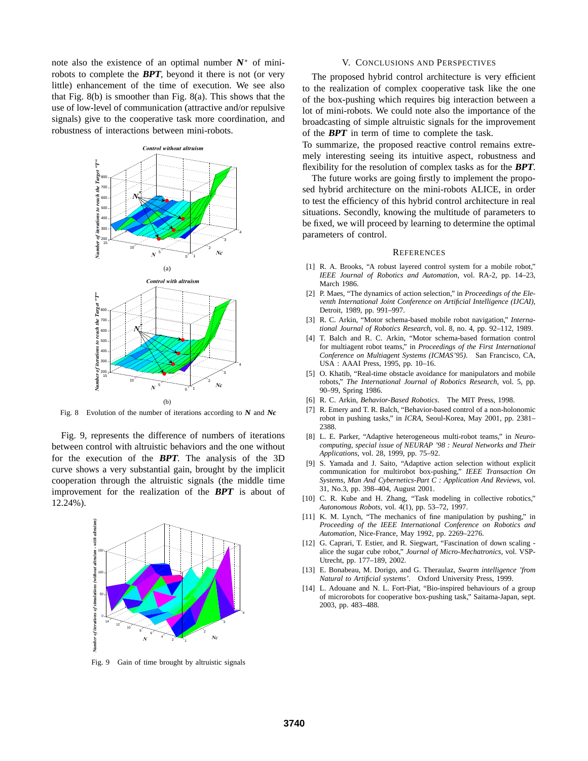note also the existence of an optimal number $\boldsymbol{N}^*$ of mini-robots to complete the ***BPT***, beyond it there is not (or very little) enhancement of the time of execution. We see also that Fig. 8(b) is smoother than Fig. 8(a). This shows that the use of low-level of communication (attractive and/or repulsive signals) give to the cooperative task more coordination, and robustness of interactions between mini-robots.

*Control without altruism*

Number of iterations to reach the Target "T"

800
700
600
500
400
300
200

15
10
N 5
0
1
2
3
4
Nc

$N^*$

(a)

*Control with altruism*

Number of iterations to reach the Target "T"

800
700
600
500
400
300
200

15
10
N 5
0
1
2
3
4
Nc

$N^*$

(b)

Fig. 8 Evolution of the number of iterations according to $\boldsymbol{N}$ and $\boldsymbol{Nc}$

Fig. 9, represents the difference of numbers of iterations between control with altruistic behaviors and the one without for the execution of the ***BPT***. The analysis of the 3D curve shows a very substantial gain, brought by the implicit cooperation through the altruistic signals (the middle time improvement for the realization of the ***BPT*** is about of 12.24%).

Number of iterations of simulations (without altruism - with altruism)

150
100
50
0

14
12
10
8
6
4
2
N
1
2
3
4
Nc

Fig. 9 Gain of time brought by altruistic signals

## V. Conclusions and Perspectives

The proposed hybrid control architecture is very efficient to the realization of complex cooperative task like the one of the box-pushing which requires big interaction between a lot of mini-robots. We could note also the importance of the broadcasting of simple altruistic signals for the improvement of the ***BPT*** in term of time to complete the task.

To summarize, the proposed reactive control remains extremely interesting seeing its intuitive aspect, robustness and flexibility for the resolution of complex tasks as for the ***BPT***.

The future works are going firstly to implement the proposed hybrid architecture on the mini-robots ALICE, in order to test the efficiency of this hybrid control architecture in real situations. Secondly, knowing the multitude of parameters to be fixed, we will proceed by learning to determine the optimal parameters of control.

## References

[1] R. A. Brooks, "A robust layered control system for a mobile robot," *IEEE Journal of Robotics and Automation*, vol. RA-2, pp. 14–23, March 1986.

[2] P. Maes, "The dynamics of action selection," in *Proceedings of the Eleventh International Joint Conference on Artificial Intelligence (IJCAI)*, Detroit, 1989, pp. 991–997.

[3] R. C. Arkin, "Motor schema-based mobile robot navigation," *International Journal of Robotics Research*, vol. 8, no. 4, pp. 92–112, 1989.

[4] T. Balch and R. C. Arkin, "Motor schema-based formation control for multiagent robot teams," in *Proceedings of the First International Conference on Multiagent Systems (ICMAS'95)*. San Francisco, CA, USA : AAAI Press, 1995, pp. 10–16.

[5] O. Khatib, "Real-time obstacle avoidance for manipulators and mobile robots," *The International Journal of Robotics Research*, vol. 5, pp. 90–99, Spring 1986.

[6] R. C. Arkin, *Behavior-Based Robotics*. The MIT Press, 1998.

[7] R. Emery and T. R. Balch, "Behavior-based control of a non-holonomic robot in pushing tasks," in *ICRA*, Seoul-Korea, May 2001, pp. 2381–2388.

[8] L. E. Parker, "Adaptive heterogeneous multi-robot teams," in *Neurocomputing, special issue of NEURAP '98 : Neural Networks and Their Applications*, vol. 28, 1999, pp. 75–92.

[9] S. Yamada and J. Saito, "Adaptive action selection without explicit communication for multirobot box-pushing," *IEEE Transaction On Systems, Man And Cybernetics-Part C : Application And Reviews*, vol. 31, No.3, pp. 398–404, August 2001.

[10] C. R. Kube and H. Zhang, "Task modeling in collective robotics," *Autonomous Robots*, vol. 4(1), pp. 53–72, 1997.

[11] K. M. Lynch, "The mechanics of fine manipulation by pushing," in *Proceeding of the IEEE International Conference on Robotics and Automation*, Nice-France, May 1992, pp. 2269–2276.

[12] G. Caprari, T. Estier, and R. Siegwart, "Fascination of down scaling - alice the sugar cube robot," *Journal of Micro-Mechatronics*, vol. VSP-Utrecht, pp. 177–189, 2002.

[13] E. Bonabeau, M. Dorigo, and G. Theraulaz, *Swarm intelligence 'from Natural to Artificial systems'*. Oxford University Press, 1999.

[14] L. Adouane and N. L. Fort-Piat, "Bio-inspired behaviours of a group of microrobots for cooperative box-pushing task," Saitama-Japan, sept. 2003, pp. 483–488.